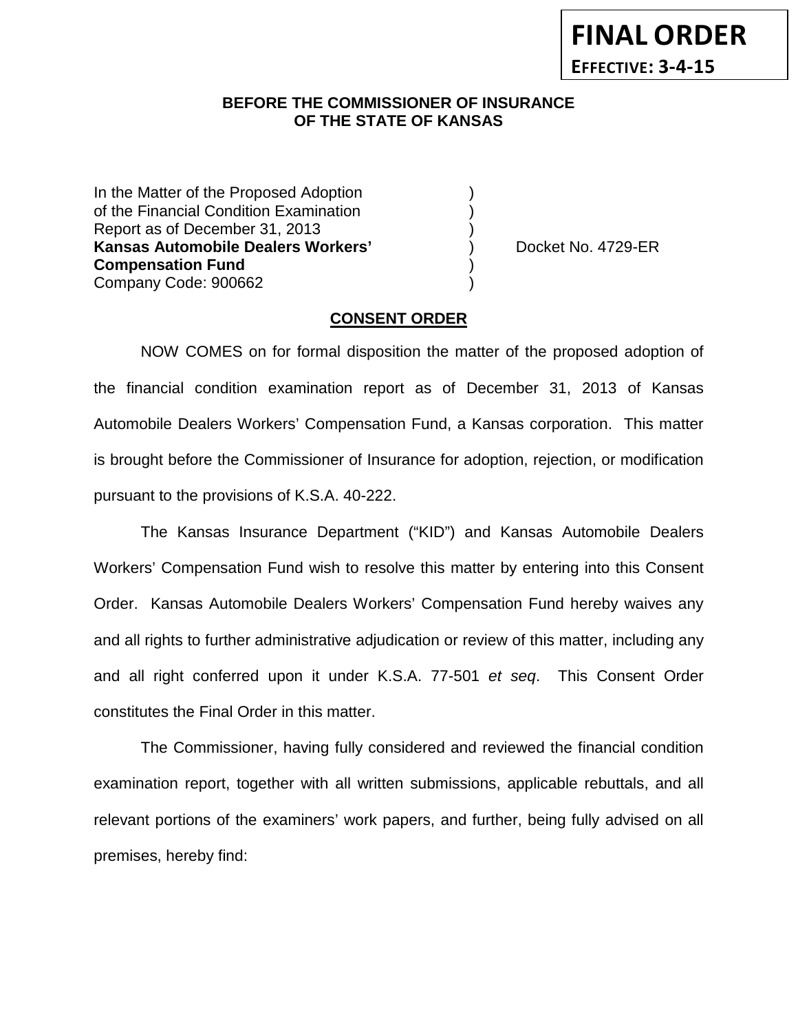**FINAL ORDER**
**EFFECTIVE: 3-4-15**

**BEFORE THE COMMISSIONER OF INSURANCE**
**OF THE STATE OF KANSAS**

| | | |
|---|---|---|
| In the Matter of the Proposed Adoption | ) | |
| of the Financial Condition Examination | ) | |
| Report as of December 31, 2013 | ) | |
| **Kansas Automobile Dealers Workers'** | ) | Docket No. 4729-ER |
| **Compensation Fund** | ) | |
| Company Code: 900662 | ) | |

**CONSENT ORDER**

NOW COMES on for formal disposition the matter of the proposed adoption of the financial condition examination report as of December 31, 2013 of Kansas Automobile Dealers Workers' Compensation Fund, a Kansas corporation. This matter is brought before the Commissioner of Insurance for adoption, rejection, or modification pursuant to the provisions of K.S.A. 40-222.

The Kansas Insurance Department ("KID") and Kansas Automobile Dealers Workers' Compensation Fund wish to resolve this matter by entering into this Consent Order. Kansas Automobile Dealers Workers' Compensation Fund hereby waives any and all rights to further administrative adjudication or review of this matter, including any and all right conferred upon it under K.S.A. 77-501 *et seq*. This Consent Order constitutes the Final Order in this matter.

The Commissioner, having fully considered and reviewed the financial condition examination report, together with all written submissions, applicable rebuttals, and all relevant portions of the examiners' work papers, and further, being fully advised on all premises, hereby find: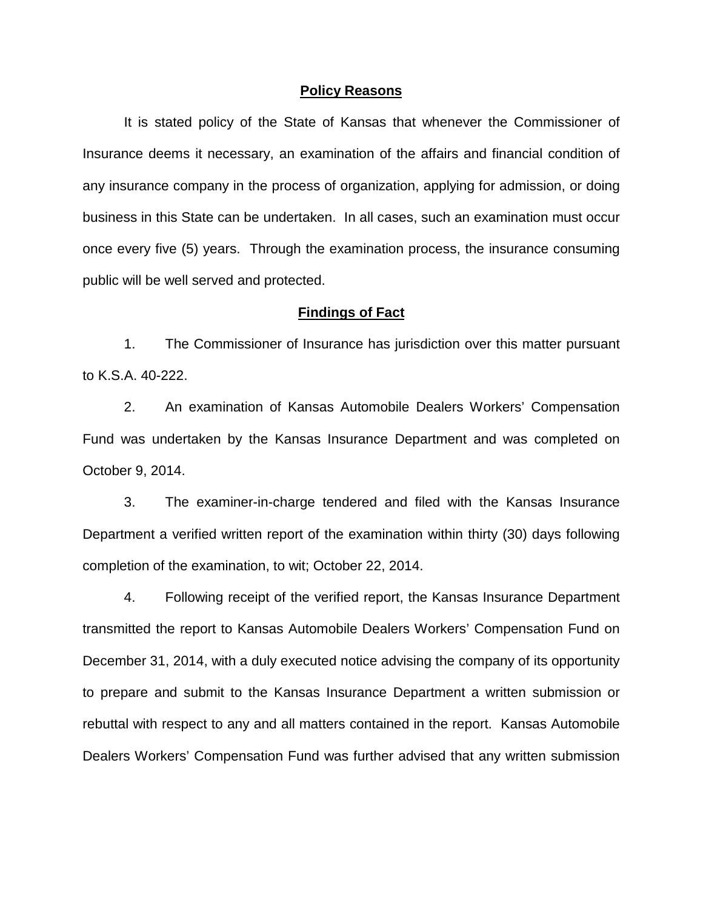## **Policy Reasons**

It is stated policy of the State of Kansas that whenever the Commissioner of Insurance deems it necessary, an examination of the affairs and financial condition of any insurance company in the process of organization, applying for admission, or doing business in this State can be undertaken. In all cases, such an examination must occur once every five (5) years. Through the examination process, the insurance consuming public will be well served and protected.

## **Findings of Fact**

1. The Commissioner of Insurance has jurisdiction over this matter pursuant to K.S.A. 40-222.

2. An examination of Kansas Automobile Dealers Workers' Compensation Fund was undertaken by the Kansas Insurance Department and was completed on October 9, 2014.

3. The examiner-in-charge tendered and filed with the Kansas Insurance Department a verified written report of the examination within thirty (30) days following completion of the examination, to wit; October 22, 2014.

4. Following receipt of the verified report, the Kansas Insurance Department transmitted the report to Kansas Automobile Dealers Workers' Compensation Fund on December 31, 2014, with a duly executed notice advising the company of its opportunity to prepare and submit to the Kansas Insurance Department a written submission or rebuttal with respect to any and all matters contained in the report. Kansas Automobile Dealers Workers' Compensation Fund was further advised that any written submission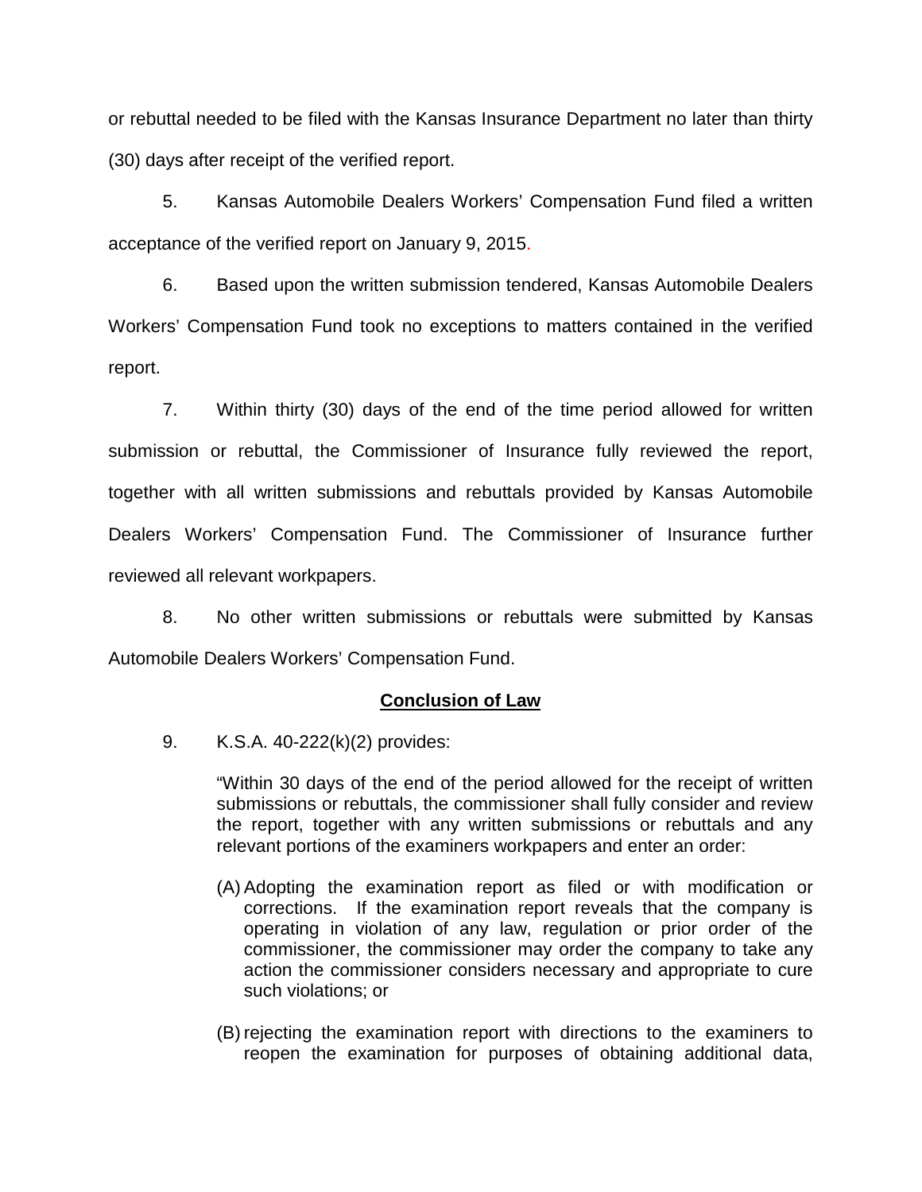or rebuttal needed to be filed with the Kansas Insurance Department no later than thirty (30) days after receipt of the verified report.

5. Kansas Automobile Dealers Workers' Compensation Fund filed a written acceptance of the verified report on January 9, 2015.

6. Based upon the written submission tendered, Kansas Automobile Dealers Workers' Compensation Fund took no exceptions to matters contained in the verified report.

7. Within thirty (30) days of the end of the time period allowed for written submission or rebuttal, the Commissioner of Insurance fully reviewed the report, together with all written submissions and rebuttals provided by Kansas Automobile Dealers Workers' Compensation Fund. The Commissioner of Insurance further reviewed all relevant workpapers.

8. No other written submissions or rebuttals were submitted by Kansas Automobile Dealers Workers' Compensation Fund.

**Conclusion of Law**

9. K.S.A. 40-222(k)(2) provides:

> "Within 30 days of the end of the period allowed for the receipt of written submissions or rebuttals, the commissioner shall fully consider and review the report, together with any written submissions or rebuttals and any relevant portions of the examiners workpapers and enter an order:
>
> (A) Adopting the examination report as filed or with modification or corrections. If the examination report reveals that the company is operating in violation of any law, regulation or prior order of the commissioner, the commissioner may order the company to take any action the commissioner considers necessary and appropriate to cure such violations; or
>
> (B) rejecting the examination report with directions to the examiners to reopen the examination for purposes of obtaining additional data,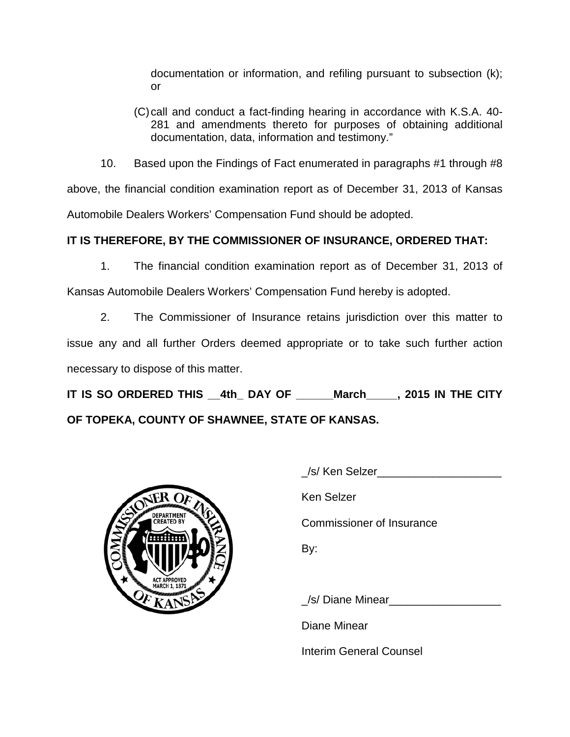documentation or information, and refiling pursuant to subsection (k); or

(C) call and conduct a fact-finding hearing in accordance with K.S.A. 40-281 and amendments thereto for purposes of obtaining additional documentation, data, information and testimony."

10. Based upon the Findings of Fact enumerated in paragraphs #1 through #8 above, the financial condition examination report as of December 31, 2013 of Kansas Automobile Dealers Workers' Compensation Fund should be adopted.

**IT IS THEREFORE, BY THE COMMISSIONER OF INSURANCE, ORDERED THAT:**

1. The financial condition examination report as of December 31, 2013 of Kansas Automobile Dealers Workers' Compensation Fund hereby is adopted.

2. The Commissioner of Insurance retains jurisdiction over this matter to issue any and all further Orders deemed appropriate or to take such further action necessary to dispose of this matter.

**IT IS SO ORDERED THIS __4th_ DAY OF ______March_____, 2015 IN THE CITY OF TOPEKA, COUNTY OF SHAWNEE, STATE OF KANSAS.**

_/s/ Ken Selzer____________________

Ken Selzer

Commissioner of Insurance

By:

_/s/ Diane Minear__________________

Diane Minear

Interim General Counsel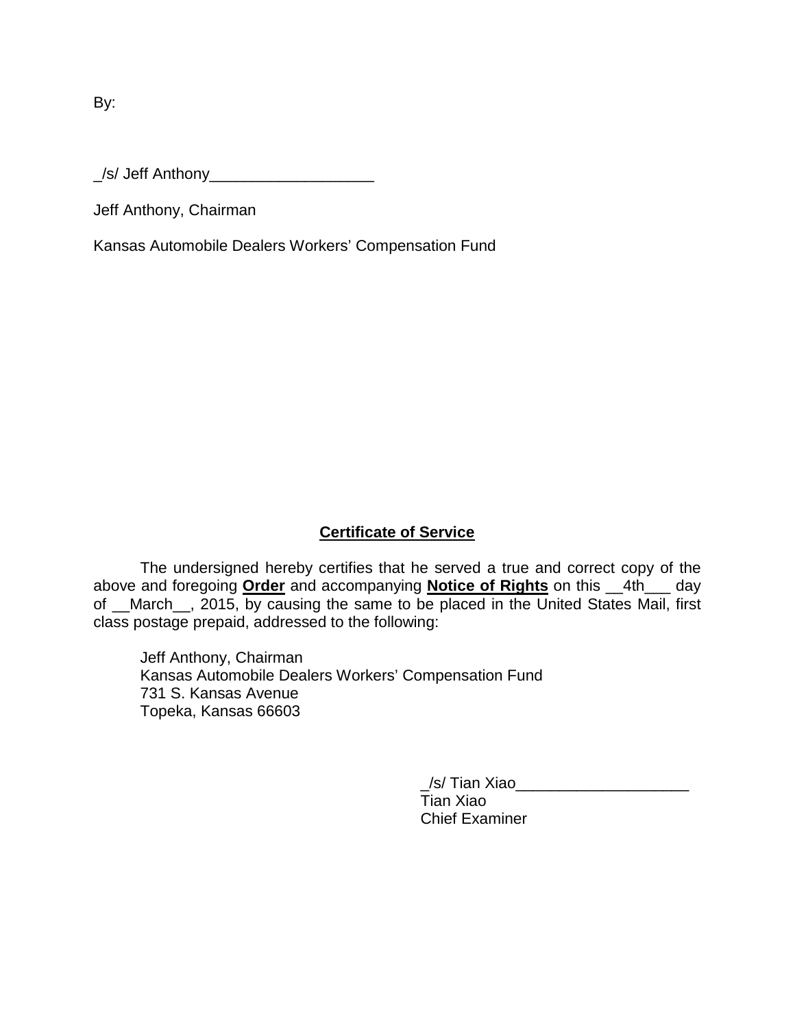By:

_/s/ Jeff Anthony___________________

Jeff Anthony, Chairman

Kansas Automobile Dealers Workers' Compensation Fund

**Certificate of Service**

The undersigned hereby certifies that he served a true and correct copy of the above and foregoing **Order** and accompanying **Notice of Rights** on this __4th___ day of __March__, 2015, by causing the same to be placed in the United States Mail, first class postage prepaid, addressed to the following:

Jeff Anthony, Chairman
Kansas Automobile Dealers Workers' Compensation Fund
731 S. Kansas Avenue
Topeka, Kansas 66603

_/s/ Tian Xiao____________________
Tian Xiao
Chief Examiner